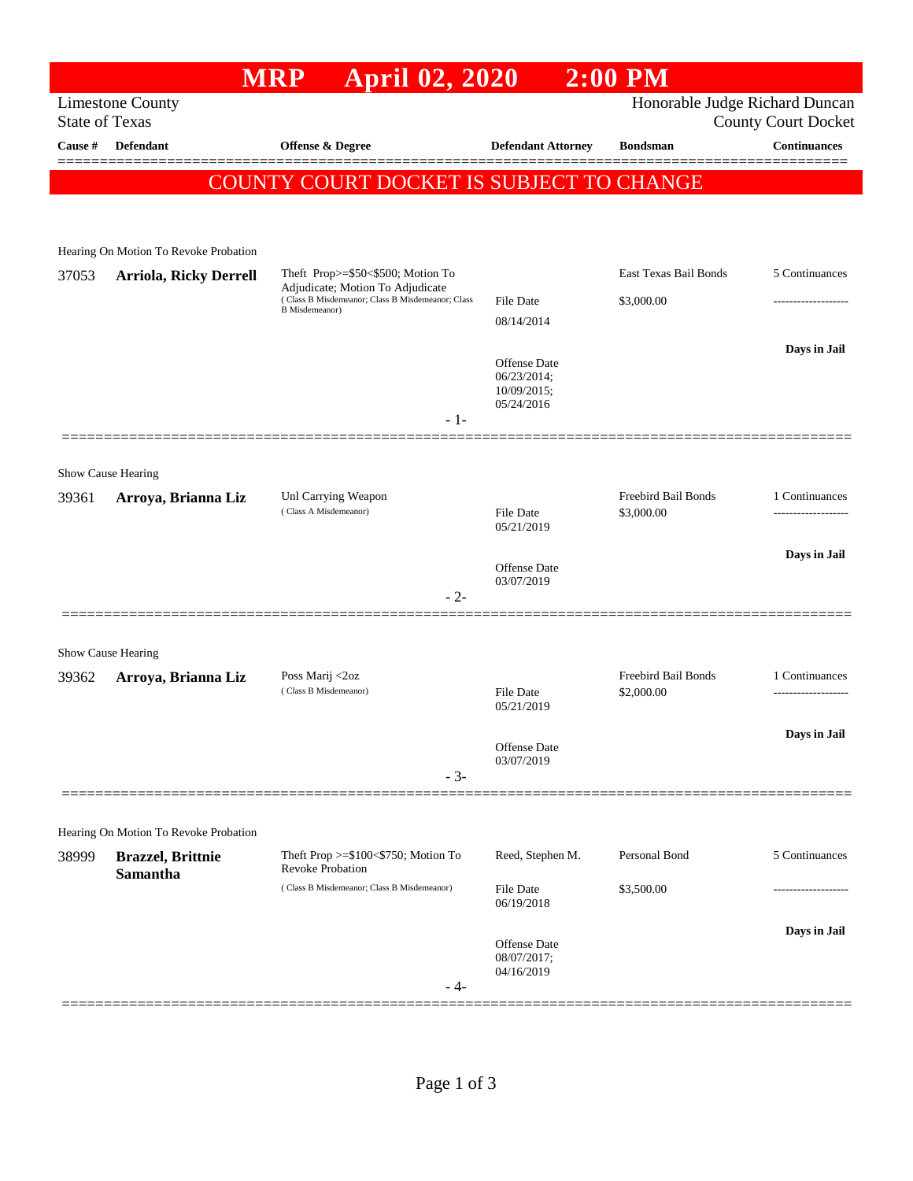# MRP April 02, 2020 2:00 PM

Limestone County
State of Texas

Honorable Judge Richard Duncan
County Court Docket

**COUNTY COURT DOCKET IS SUBJECT TO CHANGE**

| Cause # | Defendant | Offense & Degree | Defendant Attorney | Bondsman | Continuances |
|---|---|---|---|---|---|
| Hearing On Motion To Revoke Probation | | | | | |
| 37053 | **Arriola, Ricky Derrell** | Theft Prop>=$50<$500; Motion To Adjudicate; Motion To Adjudicate (Class B Misdemeanor; Class B Misdemeanor; Class B Misdemeanor) | File Date 08/14/2014; Offense Date 06/23/2014; 10/09/2015; 05/24/2016 | East Texas Bail Bonds $3,000.00 | 5 Continuances; Days in Jail |
| - 1- | | | | | |
| Show Cause Hearing | | | | | |
| 39361 | **Arroya, Brianna Liz** | Unl Carrying Weapon (Class A Misdemeanor) | File Date 05/21/2019; Offense Date 03/07/2019 | Freebird Bail Bonds $3,000.00 | 1 Continuances; Days in Jail |
| - 2- | | | | | |
| Show Cause Hearing | | | | | |
| 39362 | **Arroya, Brianna Liz** | Poss Marij <2oz (Class B Misdemeanor) | File Date 05/21/2019; Offense Date 03/07/2019 | Freebird Bail Bonds $2,000.00 | 1 Continuances; Days in Jail |
| - 3- | | | | | |
| Hearing On Motion To Revoke Probation | | | | | |
| 38999 | **Brazzel, Brittnie Samantha** | Theft Prop >=$100<$750; Motion To Revoke Probation (Class B Misdemeanor; Class B Misdemeanor) | Reed, Stephen M.; File Date 06/19/2018; Offense Date 08/07/2017; 04/16/2019 | Personal Bond $3,500.00 | 5 Continuances; Days in Jail |
| - 4- | | | | | |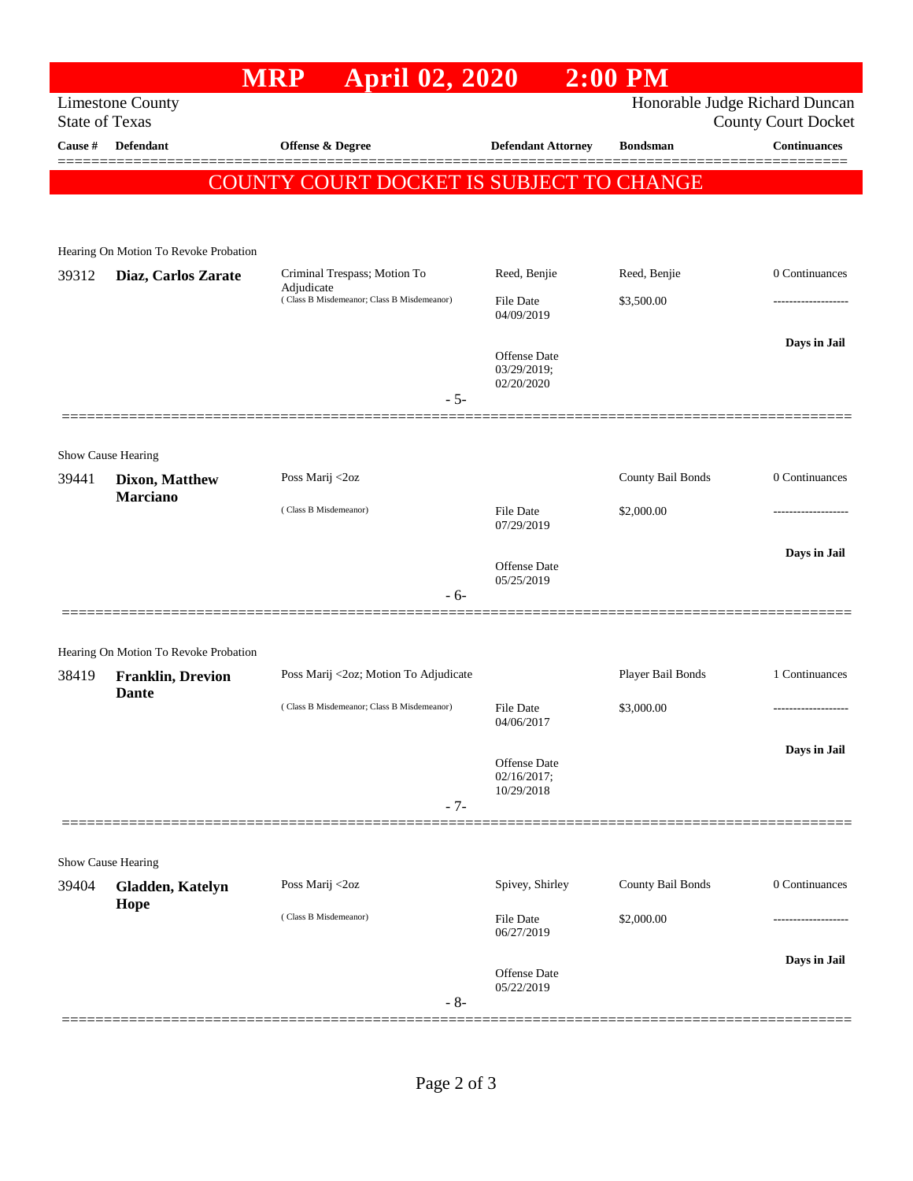# MRP April 02, 2020 2:00 PM

Limestone County
State of Texas

Honorable Judge Richard Duncan
County Court Docket

| Cause # | Defendant | Offense & Degree | Defendant Attorney | Bondsman | Continuances |
|---|---|---|---|---|---|

**COUNTY COURT DOCKET IS SUBJECT TO CHANGE**

Hearing On Motion To Revoke Probation

| Cause # | Defendant | Offense & Degree | Defendant Attorney | Bondsman | Continuances |
|---|---|---|---|---|---|
| 39312 | **Diaz, Carlos Zarate** | Criminal Trespass; Motion To Adjudicate ( Class B Misdemeanor; Class B Misdemeanor) | Reed, Benjie | Reed, Benjie | 0 Continuances |
| | | | File Date 04/09/2019 | $3,500.00 | ------------------- |
| | | | Offense Date 03/29/2019; 02/20/2020 | | **Days in Jail** |

- 5-

Show Cause Hearing

| Cause # | Defendant | Offense & Degree | Defendant Attorney | Bondsman | Continuances |
|---|---|---|---|---|---|
| 39441 | **Dixon, Matthew Marciano** | Poss Marij <2oz ( Class B Misdemeanor) | | County Bail Bonds | 0 Continuances |
| | | | File Date 07/29/2019 | $2,000.00 | ------------------- |
| | | | Offense Date 05/25/2019 | | **Days in Jail** |

- 6-

Hearing On Motion To Revoke Probation

| Cause # | Defendant | Offense & Degree | Defendant Attorney | Bondsman | Continuances |
|---|---|---|---|---|---|
| 38419 | **Franklin, Drevion Dante** | Poss Marij <2oz; Motion To Adjudicate ( Class B Misdemeanor; Class B Misdemeanor) | | Player Bail Bonds | 1 Continuances |
| | | | File Date 04/06/2017 | $3,000.00 | ------------------- |
| | | | Offense Date 02/16/2017; 10/29/2018 | | **Days in Jail** |

- 7-

Show Cause Hearing

| Cause # | Defendant | Offense & Degree | Defendant Attorney | Bondsman | Continuances |
|---|---|---|---|---|---|
| 39404 | **Gladden, Katelyn Hope** | Poss Marij <2oz ( Class B Misdemeanor) | Spivey, Shirley | County Bail Bonds | 0 Continuances |
| | | | File Date 06/27/2019 | $2,000.00 | ------------------- |
| | | | Offense Date 05/22/2019 | | **Days in Jail** |

- 8-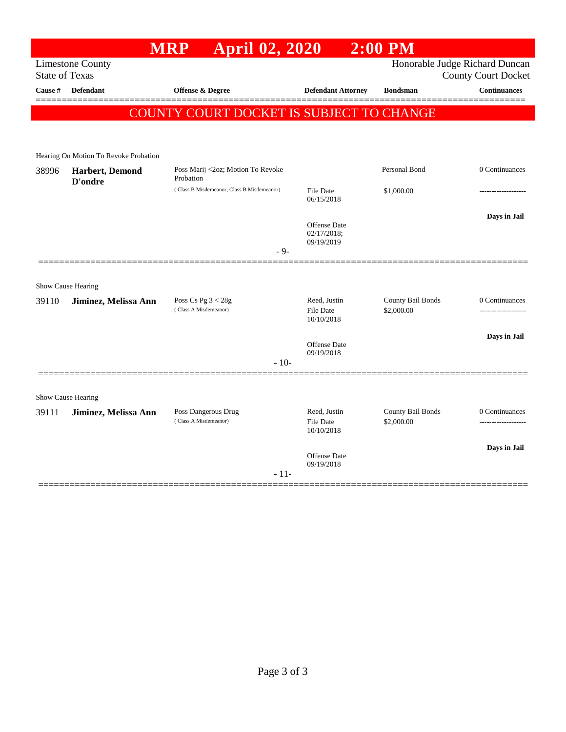# MRP April 02, 2020 2:00 PM

Limestone County
State of Texas

Honorable Judge Richard Duncan
County Court Docket

| Cause # | Defendant | Offense & Degree | Defendant Attorney | Bondsman | Continuances |
|---|---|---|---|---|---|

COUNTY COURT DOCKET IS SUBJECT TO CHANGE

Hearing On Motion To Revoke Probation

| Cause # | Defendant | Offense & Degree | Defendant Attorney | Bondsman | Continuances |
|---|---|---|---|---|---|
| 38996 | **Harbert, Demond D'ondre** | Poss Marij <2oz; Motion To Revoke Probation ( Class B Misdemeanor; Class B Misdemeanor) | File Date 06/15/2018 Offense Date 02/17/2018; 09/19/2019 | Personal Bond $1,000.00 | 0 Continuances ------------------- **Days in Jail** |

- 9-

Show Cause Hearing

| Cause # | Defendant | Offense & Degree | Defendant Attorney | Bondsman | Continuances |
|---|---|---|---|---|---|
| 39110 | **Jiminez, Melissa Ann** | Poss Cs Pg 3 < 28g ( Class A Misdemeanor) | Reed, Justin File Date 10/10/2018 Offense Date 09/19/2018 | County Bail Bonds $2,000.00 | 0 Continuances ------------------- **Days in Jail** |

- 10-

Show Cause Hearing

| Cause # | Defendant | Offense & Degree | Defendant Attorney | Bondsman | Continuances |
|---|---|---|---|---|---|
| 39111 | **Jiminez, Melissa Ann** | Poss Dangerous Drug ( Class A Misdemeanor) | Reed, Justin File Date 10/10/2018 Offense Date 09/19/2018 | County Bail Bonds $2,000.00 | 0 Continuances ------------------- **Days in Jail** |

- 11-